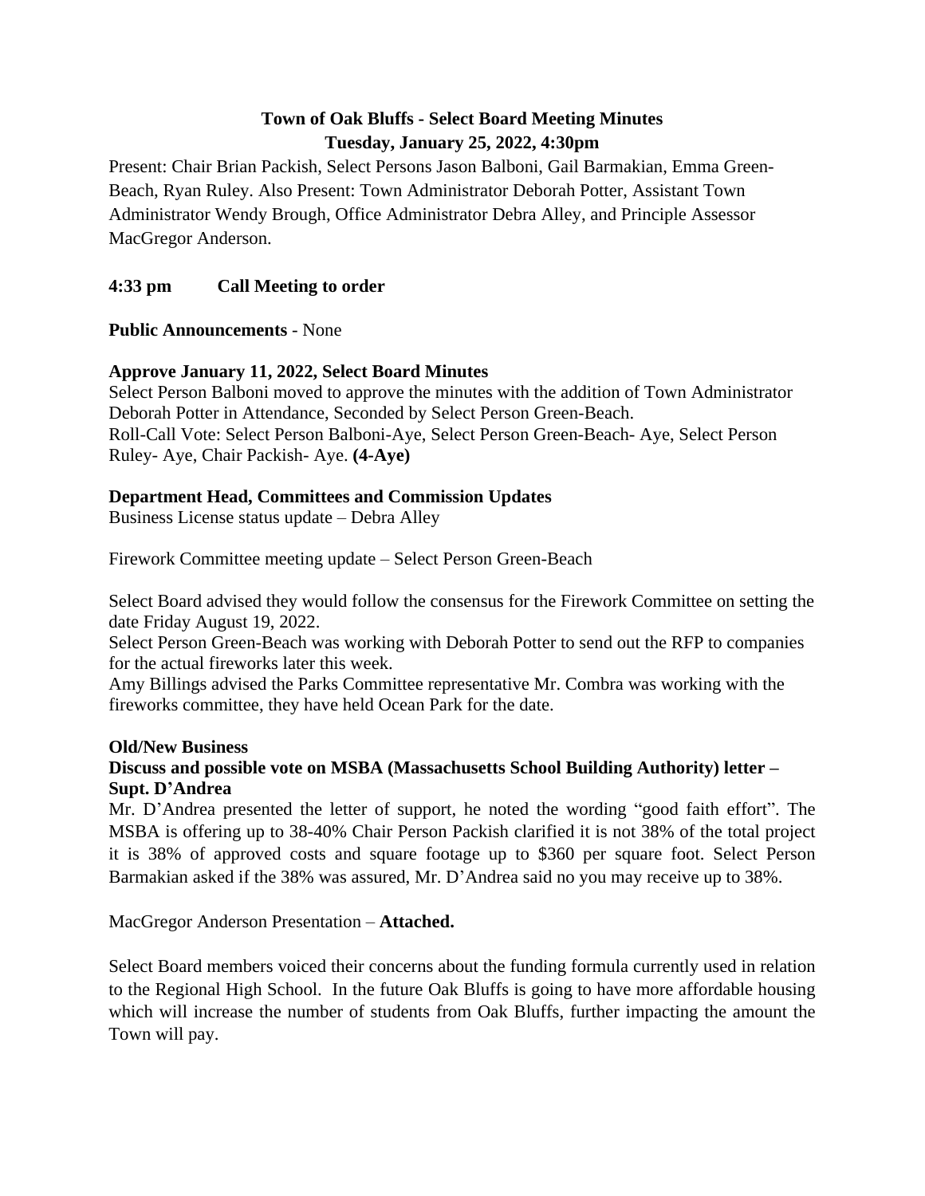# Town of Oak Bluffs - Select Board Meeting Minutes
## Tuesday, January 25, 2022, 4:30pm

Present: Chair Brian Packish, Select Persons Jason Balboni, Gail Barmakian, Emma Green-Beach, Ryan Ruley. Also Present: Town Administrator Deborah Potter, Assistant Town Administrator Wendy Brough, Office Administrator Debra Alley, and Principle Assessor MacGregor Anderson.

**4:33 pm Call Meeting to order**

**Public Announcements** - None

**Approve January 11, 2022, Select Board Minutes**
Select Person Balboni moved to approve the minutes with the addition of Town Administrator Deborah Potter in Attendance, Seconded by Select Person Green-Beach.
Roll-Call Vote: Select Person Balboni-Aye, Select Person Green-Beach- Aye, Select Person Ruley- Aye, Chair Packish- Aye. **(4-Aye)**

**Department Head, Committees and Commission Updates**
Business License status update – Debra Alley

Firework Committee meeting update – Select Person Green-Beach

Select Board advised they would follow the consensus for the Firework Committee on setting the date Friday August 19, 2022.
Select Person Green-Beach was working with Deborah Potter to send out the RFP to companies for the actual fireworks later this week.
Amy Billings advised the Parks Committee representative Mr. Combra was working with the fireworks committee, they have held Ocean Park for the date.

**Old/New Business**

**Discuss and possible vote on MSBA (Massachusetts School Building Authority) letter – Supt. D'Andrea**

Mr. D'Andrea presented the letter of support, he noted the wording "good faith effort". The MSBA is offering up to 38-40% Chair Person Packish clarified it is not 38% of the total project it is 38% of approved costs and square footage up to $360 per square foot. Select Person Barmakian asked if the 38% was assured, Mr. D'Andrea said no you may receive up to 38%.

MacGregor Anderson Presentation – **Attached.**

Select Board members voiced their concerns about the funding formula currently used in relation to the Regional High School. In the future Oak Bluffs is going to have more affordable housing which will increase the number of students from Oak Bluffs, further impacting the amount the Town will pay.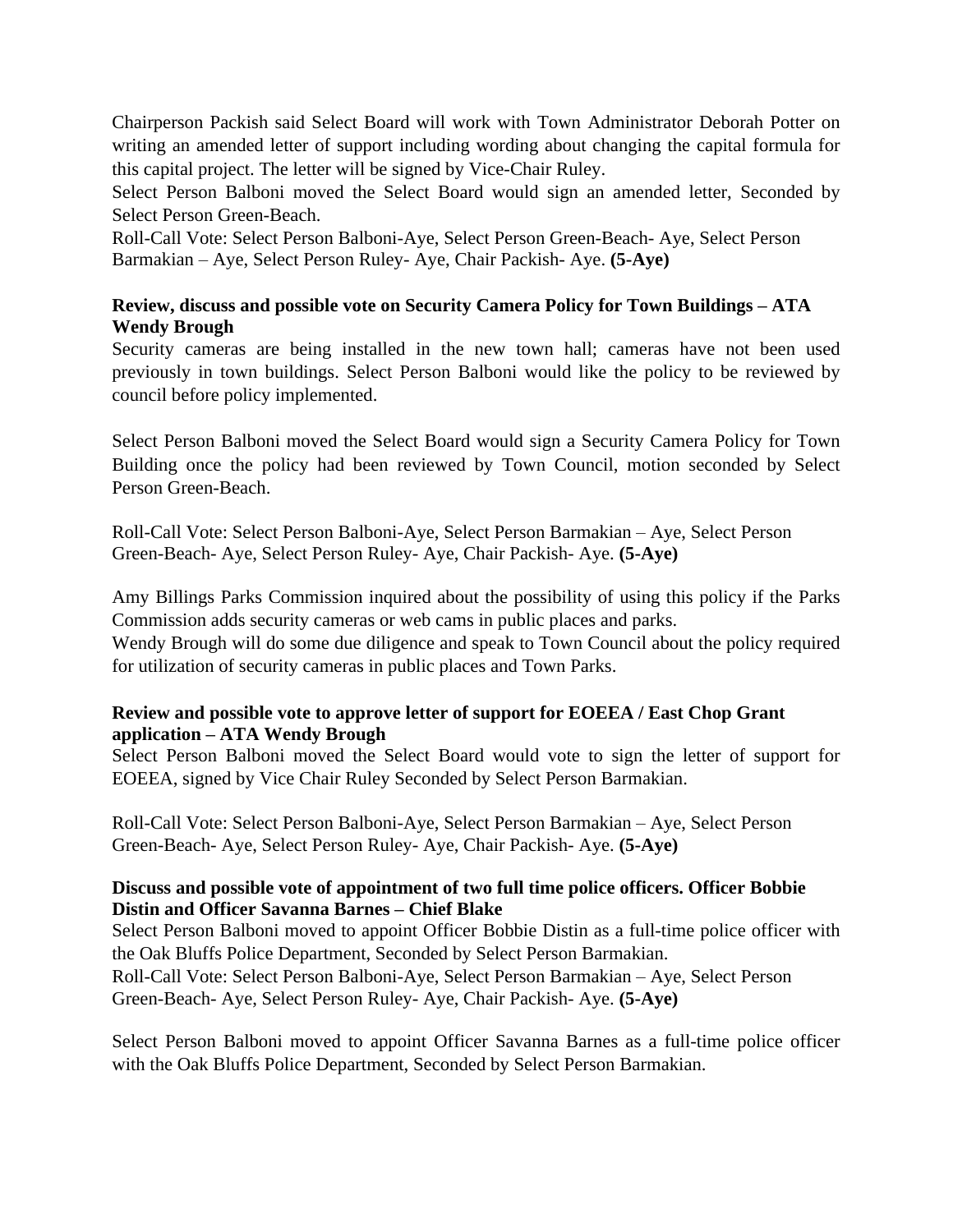Chairperson Packish said Select Board will work with Town Administrator Deborah Potter on writing an amended letter of support including wording about changing the capital formula for this capital project. The letter will be signed by Vice-Chair Ruley.

Select Person Balboni moved the Select Board would sign an amended letter, Seconded by Select Person Green-Beach.

Roll-Call Vote: Select Person Balboni-Aye, Select Person Green-Beach- Aye, Select Person Barmakian – Aye, Select Person Ruley- Aye, Chair Packish- Aye. **(5-Aye)**

**Review, discuss and possible vote on Security Camera Policy for Town Buildings – ATA Wendy Brough**

Security cameras are being installed in the new town hall; cameras have not been used previously in town buildings. Select Person Balboni would like the policy to be reviewed by council before policy implemented.

Select Person Balboni moved the Select Board would sign a Security Camera Policy for Town Building once the policy had been reviewed by Town Council, motion seconded by Select Person Green-Beach.

Roll-Call Vote: Select Person Balboni-Aye, Select Person Barmakian – Aye, Select Person Green-Beach- Aye, Select Person Ruley- Aye, Chair Packish- Aye. **(5-Aye)**

Amy Billings Parks Commission inquired about the possibility of using this policy if the Parks Commission adds security cameras or web cams in public places and parks.

Wendy Brough will do some due diligence and speak to Town Council about the policy required for utilization of security cameras in public places and Town Parks.

**Review and possible vote to approve letter of support for EOEEA / East Chop Grant application – ATA Wendy Brough**

Select Person Balboni moved the Select Board would vote to sign the letter of support for EOEEA, signed by Vice Chair Ruley Seconded by Select Person Barmakian.

Roll-Call Vote: Select Person Balboni-Aye, Select Person Barmakian – Aye, Select Person Green-Beach- Aye, Select Person Ruley- Aye, Chair Packish- Aye. **(5-Aye)**

**Discuss and possible vote of appointment of two full time police officers. Officer Bobbie Distin and Officer Savanna Barnes – Chief Blake**

Select Person Balboni moved to appoint Officer Bobbie Distin as a full-time police officer with the Oak Bluffs Police Department, Seconded by Select Person Barmakian.

Roll-Call Vote: Select Person Balboni-Aye, Select Person Barmakian – Aye, Select Person Green-Beach- Aye, Select Person Ruley- Aye, Chair Packish- Aye. **(5-Aye)**

Select Person Balboni moved to appoint Officer Savanna Barnes as a full-time police officer with the Oak Bluffs Police Department, Seconded by Select Person Barmakian.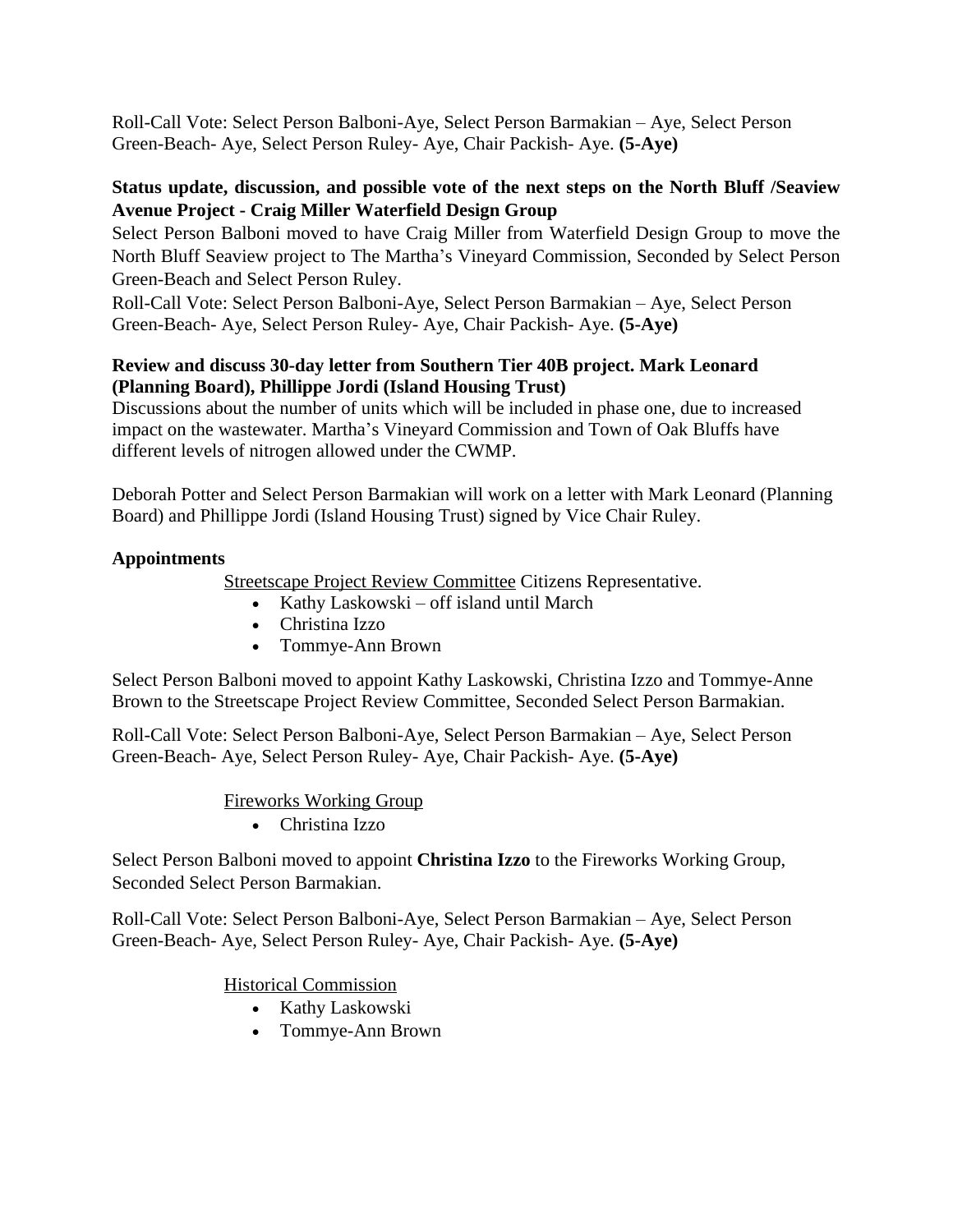Roll-Call Vote: Select Person Balboni-Aye, Select Person Barmakian – Aye, Select Person Green-Beach- Aye, Select Person Ruley- Aye, Chair Packish- Aye. **(5-Aye)**

**Status update, discussion, and possible vote of the next steps on the North Bluff /Seaview Avenue Project - Craig Miller Waterfield Design Group**

Select Person Balboni moved to have Craig Miller from Waterfield Design Group to move the North Bluff Seaview project to The Martha's Vineyard Commission, Seconded by Select Person Green-Beach and Select Person Ruley.

Roll-Call Vote: Select Person Balboni-Aye, Select Person Barmakian – Aye, Select Person Green-Beach- Aye, Select Person Ruley- Aye, Chair Packish- Aye. **(5-Aye)**

**Review and discuss 30-day letter from Southern Tier 40B project. Mark Leonard (Planning Board), Phillippe Jordi (Island Housing Trust)**

Discussions about the number of units which will be included in phase one, due to increased impact on the wastewater. Martha's Vineyard Commission and Town of Oak Bluffs have different levels of nitrogen allowed under the CWMP.

Deborah Potter and Select Person Barmakian will work on a letter with Mark Leonard (Planning Board) and Phillippe Jordi (Island Housing Trust) signed by Vice Chair Ruley.

**Appointments**

Streetscape Project Review Committee Citizens Representative.

- Kathy Laskowski – off island until March
- Christina Izzo
- Tommye-Ann Brown

Select Person Balboni moved to appoint Kathy Laskowski, Christina Izzo and Tommye-Anne Brown to the Streetscape Project Review Committee, Seconded Select Person Barmakian.

Roll-Call Vote: Select Person Balboni-Aye, Select Person Barmakian – Aye, Select Person Green-Beach- Aye, Select Person Ruley- Aye, Chair Packish- Aye. **(5-Aye)**

Fireworks Working Group

- Christina Izzo

Select Person Balboni moved to appoint **Christina Izzo** to the Fireworks Working Group, Seconded Select Person Barmakian.

Roll-Call Vote: Select Person Balboni-Aye, Select Person Barmakian – Aye, Select Person Green-Beach- Aye, Select Person Ruley- Aye, Chair Packish- Aye. **(5-Aye)**

Historical Commission

- Kathy Laskowski
- Tommye-Ann Brown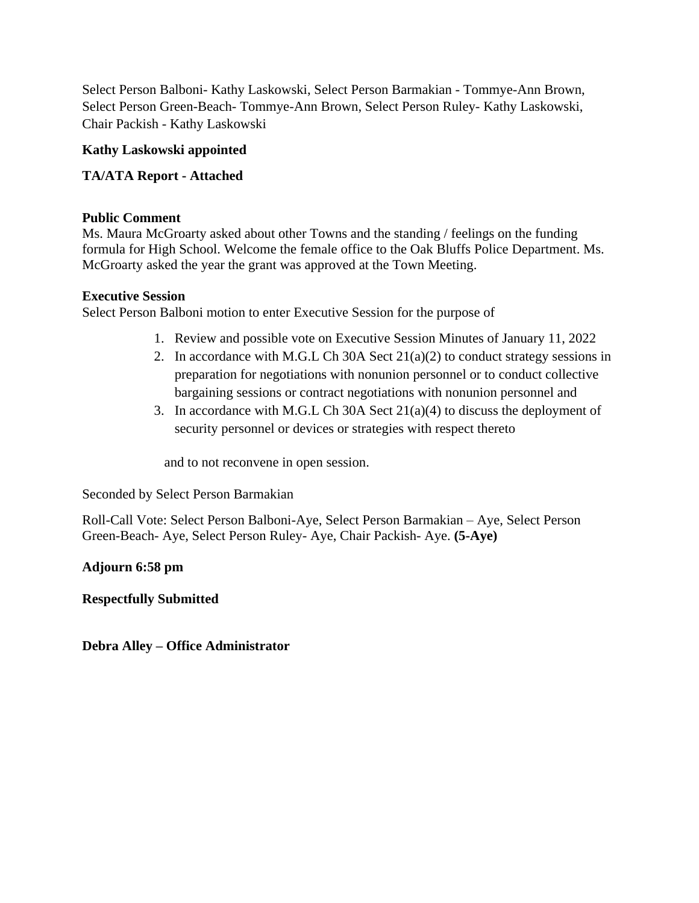Select Person Balboni- Kathy Laskowski, Select Person Barmakian - Tommye-Ann Brown, Select Person Green-Beach- Tommye-Ann Brown, Select Person Ruley- Kathy Laskowski, Chair Packish - Kathy Laskowski

**Kathy Laskowski appointed**

**TA/ATA Report - Attached**

**Public Comment**
Ms. Maura McGroarty asked about other Towns and the standing / feelings on the funding formula for High School. Welcome the female office to the Oak Bluffs Police Department. Ms. McGroarty asked the year the grant was approved at the Town Meeting.

**Executive Session**
Select Person Balboni motion to enter Executive Session for the purpose of

1. Review and possible vote on Executive Session Minutes of January 11, 2022
2. In accordance with M.G.L Ch 30A Sect 21(a)(2) to conduct strategy sessions in preparation for negotiations with nonunion personnel or to conduct collective bargaining sessions or contract negotiations with nonunion personnel and
3. In accordance with M.G.L Ch 30A Sect 21(a)(4) to discuss the deployment of security personnel or devices or strategies with respect thereto

and to not reconvene in open session.

Seconded by Select Person Barmakian

Roll-Call Vote: Select Person Balboni-Aye, Select Person Barmakian – Aye, Select Person Green-Beach- Aye, Select Person Ruley- Aye, Chair Packish- Aye. **(5-Aye)**

**Adjourn 6:58 pm**

**Respectfully Submitted**

**Debra Alley – Office Administrator**